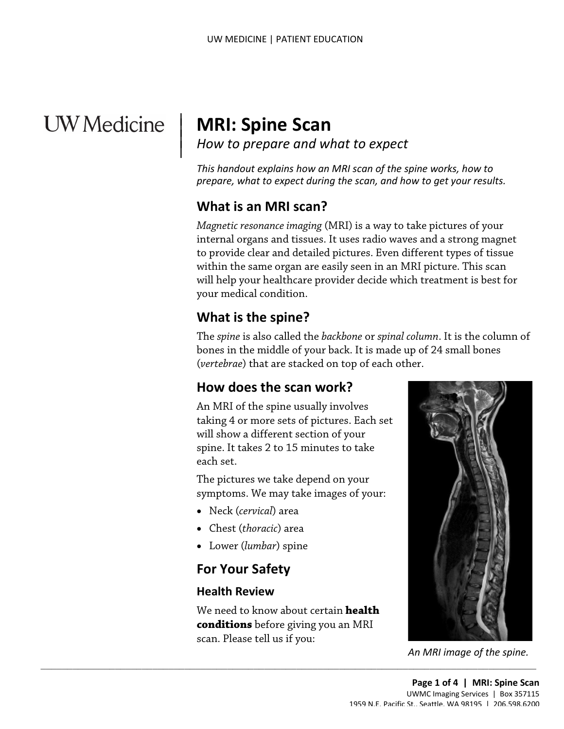# MRI: Spine Scan

*How to prepare and what to expect*

*This handout explains how an MRI scan of the spine works, how to prepare, what to expect during the scan, and how to get your results.*

## What is an MRI scan?

*Magnetic resonance imaging* (MRI) is a way to take pictures of your internal organs and tissues. It uses radio waves and a strong magnet to provide clear and detailed pictures. Even different types of tissue within the same organ are easily seen in an MRI picture. This scan will help your healthcare provider decide which treatment is best for your medical condition.

## What is the spine?

The *spine* is also called the *backbone* or *spinal column*. It is the column of bones in the middle of your back. It is made up of 24 small bones (*vertebrae*) that are stacked on top of each other.

## How does the scan work?

An MRI of the spine usually involves taking 4 or more sets of pictures. Each set will show a different section of your spine. It takes 2 to 15 minutes to take each set.

The pictures we take depend on your symptoms. We may take images of your:

- Neck (*cervical*) area
- Chest (*thoracic*) area
- Lower (*lumbar*) spine

*An MRI image of the spine.*

## For Your Safety

### Health Review

We need to know about certain **health conditions** before giving you an MRI scan. Please tell us if you: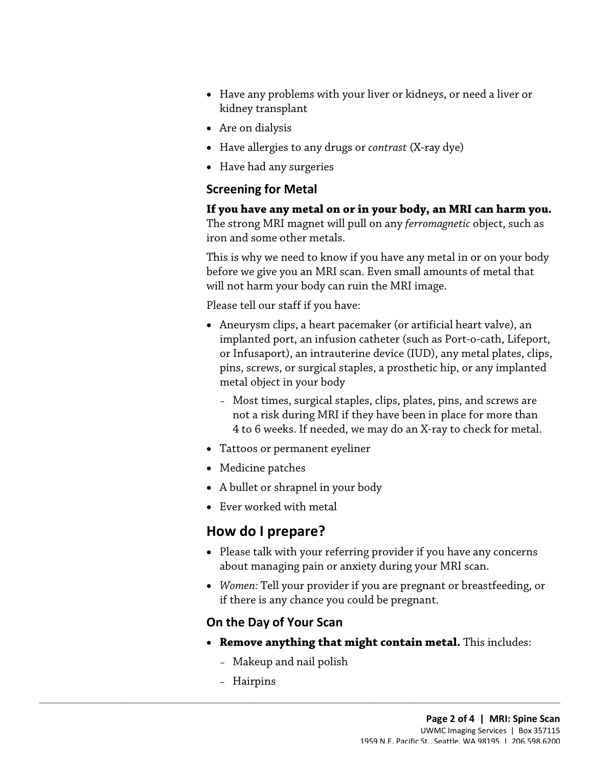- Have any problems with your liver or kidneys, or need a liver or kidney transplant
- Are on dialysis
- Have allergies to any drugs or *contrast* (X-ray dye)
- Have had any surgeries

### Screening for Metal

**If you have any metal on or in your body, an MRI can harm you.** The strong MRI magnet will pull on any *ferromagnetic* object, such as iron and some other metals.

This is why we need to know if you have any metal in or on your body before we give you an MRI scan. Even small amounts of metal that will not harm your body can ruin the MRI image.

Please tell our staff if you have:

- Aneurysm clips, a heart pacemaker (or artificial heart valve), an implanted port, an infusion catheter (such as Port-o-cath, Lifeport, or Infusaport), an intrauterine device (IUD), any metal plates, clips, pins, screws, or surgical staples, a prosthetic hip, or any implanted metal object in your body
  - Most times, surgical staples, clips, plates, pins, and screws are not a risk during MRI if they have been in place for more than 4 to 6 weeks. If needed, we may do an X-ray to check for metal.
- Tattoos or permanent eyeliner
- Medicine patches
- A bullet or shrapnel in your body
- Ever worked with metal

## How do I prepare?

- Please talk with your referring provider if you have any concerns about managing pain or anxiety during your MRI scan.
- *Women:* Tell your provider if you are pregnant or breastfeeding, or if there is any chance you could be pregnant.

### On the Day of Your Scan

- **Remove anything that might contain metal.** This includes:
  - Makeup and nail polish
  - Hairpins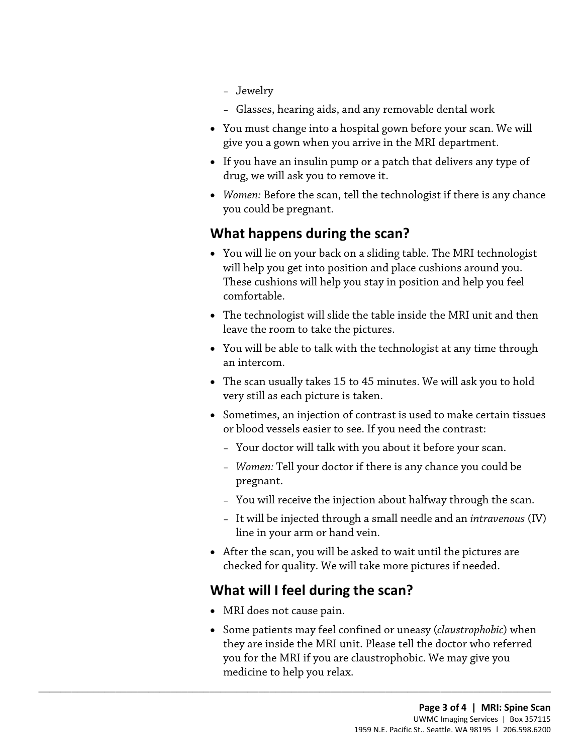- Jewelry
  - Glasses, hearing aids, and any removable dental work
- You must change into a hospital gown before your scan. We will give you a gown when you arrive in the MRI department.
- If you have an insulin pump or a patch that delivers any type of drug, we will ask you to remove it.
- *Women:* Before the scan, tell the technologist if there is any chance you could be pregnant.

## What happens during the scan?

- You will lie on your back on a sliding table. The MRI technologist will help you get into position and place cushions around you. These cushions will help you stay in position and help you feel comfortable.
- The technologist will slide the table inside the MRI unit and then leave the room to take the pictures.
- You will be able to talk with the technologist at any time through an intercom.
- The scan usually takes 15 to 45 minutes. We will ask you to hold very still as each picture is taken.
- Sometimes, an injection of contrast is used to make certain tissues or blood vessels easier to see. If you need the contrast:
  - Your doctor will talk with you about it before your scan.
  - *Women:* Tell your doctor if there is any chance you could be pregnant.
  - You will receive the injection about halfway through the scan.
  - It will be injected through a small needle and an *intravenous* (IV) line in your arm or hand vein.
- After the scan, you will be asked to wait until the pictures are checked for quality. We will take more pictures if needed.

## What will I feel during the scan?

- MRI does not cause pain.
- Some patients may feel confined or uneasy (*claustrophobic*) when they are inside the MRI unit. Please tell the doctor who referred you for the MRI if you are claustrophobic. We may give you medicine to help you relax.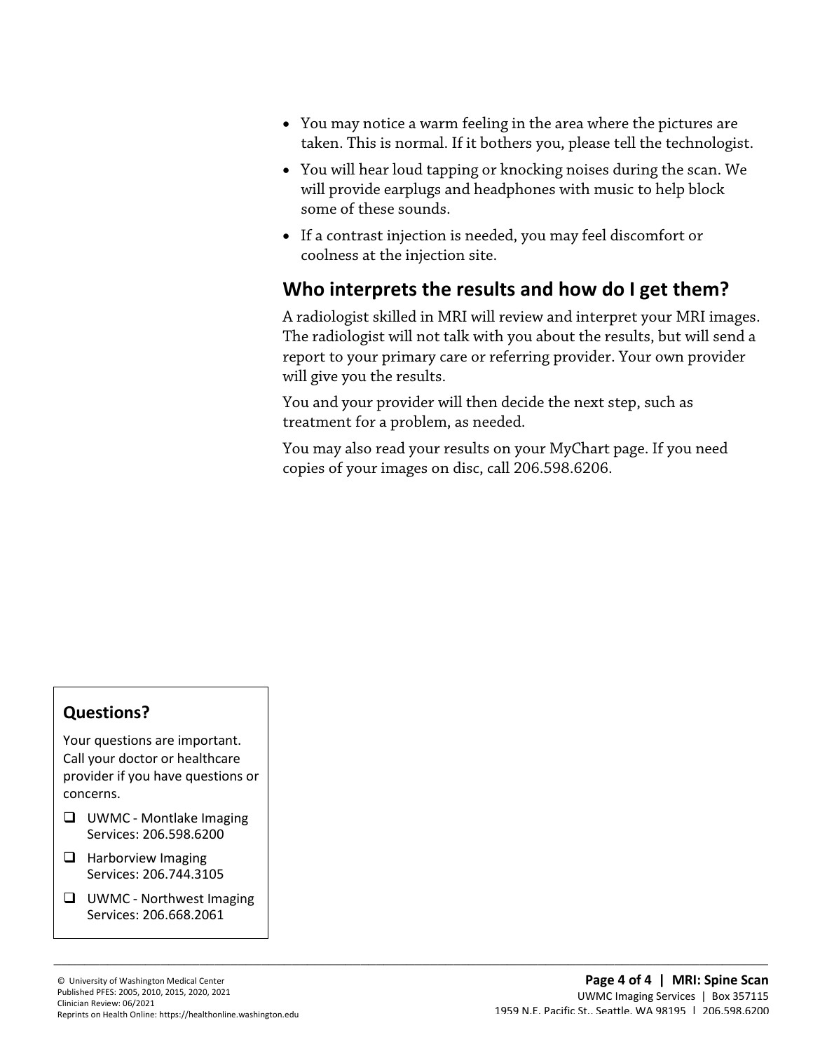- You may notice a warm feeling in the area where the pictures are taken. This is normal. If it bothers you, please tell the technologist.
- You will hear loud tapping or knocking noises during the scan. We will provide earplugs and headphones with music to help block some of these sounds.
- If a contrast injection is needed, you may feel discomfort or coolness at the injection site.

## Who interprets the results and how do I get them?

A radiologist skilled in MRI will review and interpret your MRI images. The radiologist will not talk with you about the results, but will send a report to your primary care or referring provider. Your own provider will give you the results.

You and your provider will then decide the next step, such as treatment for a problem, as needed.

You may also read your results on your MyChart page. If you need copies of your images on disc, call 206.598.6206.

### Questions?

Your questions are important. Call your doctor or healthcare provider if you have questions or concerns.

- ❑ UWMC - Montlake Imaging Services: 206.598.6200
- ❑ Harborview Imaging Services: 206.744.3105
- ❑ UWMC - Northwest Imaging Services: 206.668.2061

© University of Washington Medical Center
Published PFES: 2005, 2010, 2015, 2020, 2021
Clinician Review: 06/2021
Reprints on Health Online: https://healthonline.washington.edu

UWMC Imaging Services | Box 357115
1959 N.E. Pacific St., Seattle, WA 98195 | 206.598.6200